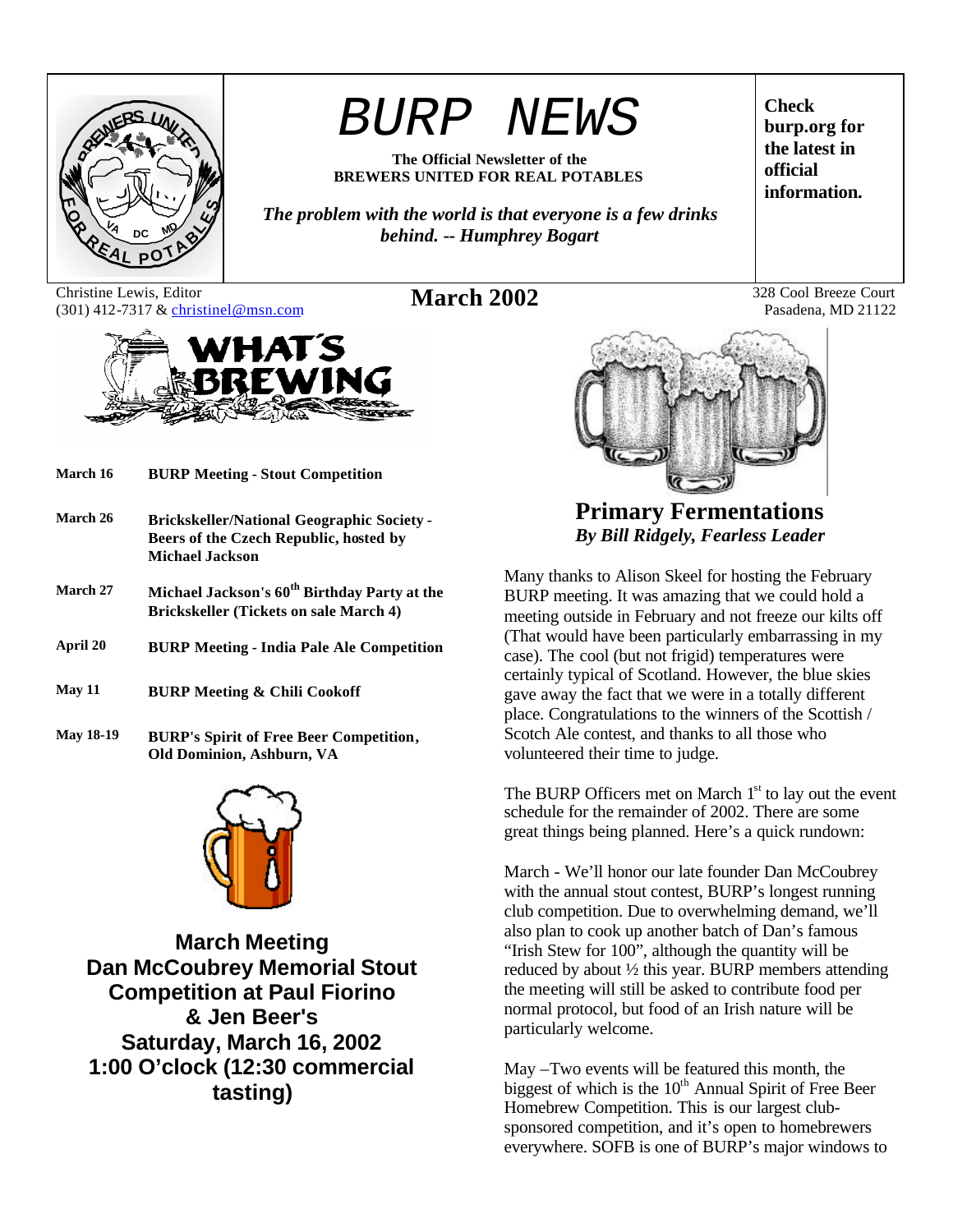# BURP NEWS

**The Official Newsletter of the BREWERS UNITED FOR REAL POTABLES**

***The problem with the world is that everyone is a few drinks behind. -- Humphrey Bogart***

**Check burp.org for the latest in official information.**

Christine Lewis, Editor
(301) 412-7317 & christinel@msn.com

**March 2002**

328 Cool Breeze Court
Pasadena, MD 21122

## WHAT'S BREWING

| | |
|---|---|
| **March 16** | **BURP Meeting - Stout Competition** |
| **March 26** | **Brickskeller/National Geographic Society - Beers of the Czech Republic, hosted by Michael Jackson** |
| **March 27** | **Michael Jackson's 60th Birthday Party at the Brickskeller (Tickets on sale March 4)** |
| **April 20** | **BURP Meeting - India Pale Ale Competition** |
| **May 11** | **BURP Meeting & Chili Cookoff** |
| **May 18-19** | **BURP's Spirit of Free Beer Competition, Old Dominion, Ashburn, VA** |

**March Meeting**
**Dan McCoubrey Memorial Stout Competition at Paul Fiorino & Jen Beer's**
**Saturday, March 16, 2002**
**1:00 O'clock (12:30 commercial tasting)**

## Primary Fermentations

***By Bill Ridgely, Fearless Leader***

Many thanks to Alison Skeel for hosting the February BURP meeting. It was amazing that we could hold a meeting outside in February and not freeze our kilts off (That would have been particularly embarrassing in my case). The cool (but not frigid) temperatures were certainly typical of Scotland. However, the blue skies gave away the fact that we were in a totally different place. Congratulations to the winners of the Scottish / Scotch Ale contest, and thanks to all those who volunteered their time to judge.

The BURP Officers met on March 1st to lay out the event schedule for the remainder of 2002. There are some great things being planned. Here's a quick rundown:

March - We'll honor our late founder Dan McCoubrey with the annual stout contest, BURP's longest running club competition. Due to overwhelming demand, we'll also plan to cook up another batch of Dan's famous "Irish Stew for 100", although the quantity will be reduced by about ½ this year. BURP members attending the meeting will still be asked to contribute food per normal protocol, but food of an Irish nature will be particularly welcome.

May –Two events will be featured this month, the biggest of which is the 10th Annual Spirit of Free Beer Homebrew Competition. This is our largest club-sponsored competition, and it's open to homebrewers everywhere. SOFB is one of BURP's major windows to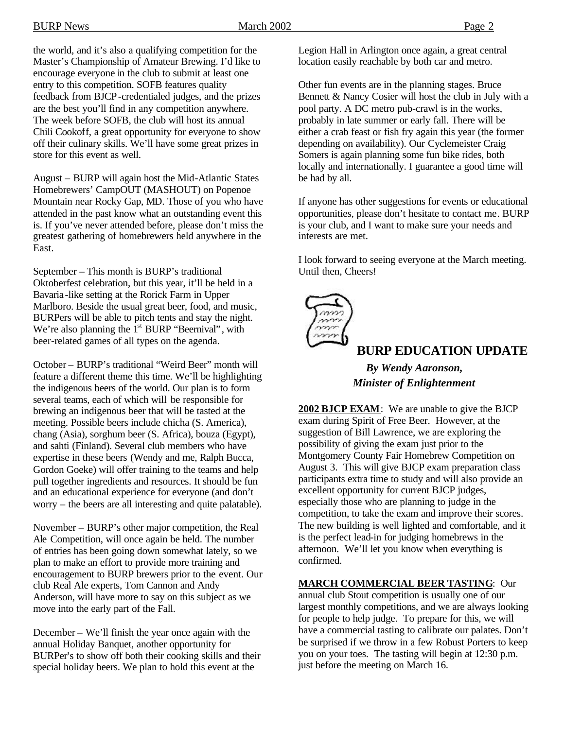the world, and it's also a qualifying competition for the Master's Championship of Amateur Brewing. I'd like to encourage everyone in the club to submit at least one entry to this competition. SOFB features quality feedback from BJCP-credentialed judges, and the prizes are the best you'll find in any competition anywhere. The week before SOFB, the club will host its annual Chili Cookoff, a great opportunity for everyone to show off their culinary skills. We'll have some great prizes in store for this event as well.

August – BURP will again host the Mid-Atlantic States Homebrewers' CampOUT (MASHOUT) on Popenoe Mountain near Rocky Gap, MD. Those of you who have attended in the past know what an outstanding event this is. If you've never attended before, please don't miss the greatest gathering of homebrewers held anywhere in the East.

September – This month is BURP's traditional Oktoberfest celebration, but this year, it'll be held in a Bavaria-like setting at the Rorick Farm in Upper Marlboro. Beside the usual great beer, food, and music, BURPers will be able to pitch tents and stay the night. We're also planning the 1st BURP "Beernival", with beer-related games of all types on the agenda.

October – BURP's traditional "Weird Beer" month will feature a different theme this time. We'll be highlighting the indigenous beers of the world. Our plan is to form several teams, each of which will be responsible for brewing an indigenous beer that will be tasted at the meeting. Possible beers include chicha (S. America), chang (Asia), sorghum beer (S. Africa), bouza (Egypt), and sahti (Finland). Several club members who have expertise in these beers (Wendy and me, Ralph Bucca, Gordon Goeke) will offer training to the teams and help pull together ingredients and resources. It should be fun and an educational experience for everyone (and don't worry – the beers are all interesting and quite palatable).

November – BURP's other major competition, the Real Ale Competition, will once again be held. The number of entries has been going down somewhat lately, so we plan to make an effort to provide more training and encouragement to BURP brewers prior to the event. Our club Real Ale experts, Tom Cannon and Andy Anderson, will have more to say on this subject as we move into the early part of the Fall.

December – We'll finish the year once again with the annual Holiday Banquet, another opportunity for BURPer's to show off both their cooking skills and their special holiday beers. We plan to hold this event at the Legion Hall in Arlington once again, a great central location easily reachable by both car and metro.

Other fun events are in the planning stages. Bruce Bennett & Nancy Cosier will host the club in July with a pool party. A DC metro pub-crawl is in the works, probably in late summer or early fall. There will be either a crab feast or fish fry again this year (the former depending on availability). Our Cyclemeister Craig Somers is again planning some fun bike rides, both locally and internationally. I guarantee a good time will be had by all.

If anyone has other suggestions for events or educational opportunities, please don't hesitate to contact me. BURP is your club, and I want to make sure your needs and interests are met.

I look forward to seeing everyone at the March meeting. Until then, Cheers!

## BURP EDUCATION UPDATE

***By Wendy Aaronson, Minister of Enlightenment***

**2002 BJCP EXAM**: We are unable to give the BJCP exam during Spirit of Free Beer. However, at the suggestion of Bill Lawrence, we are exploring the possibility of giving the exam just prior to the Montgomery County Fair Homebrew Competition on August 3. This will give BJCP exam preparation class participants extra time to study and will also provide an excellent opportunity for current BJCP judges, especially those who are planning to judge in the competition, to take the exam and improve their scores. The new building is well lighted and comfortable, and it is the perfect lead-in for judging homebrews in the afternoon. We'll let you know when everything is confirmed.

**MARCH COMMERCIAL BEER TASTING**: Our annual club Stout competition is usually one of our largest monthly competitions, and we are always looking for people to help judge. To prepare for this, we will have a commercial tasting to calibrate our palates. Don't be surprised if we throw in a few Robust Porters to keep you on your toes. The tasting will begin at 12:30 p.m. just before the meeting on March 16.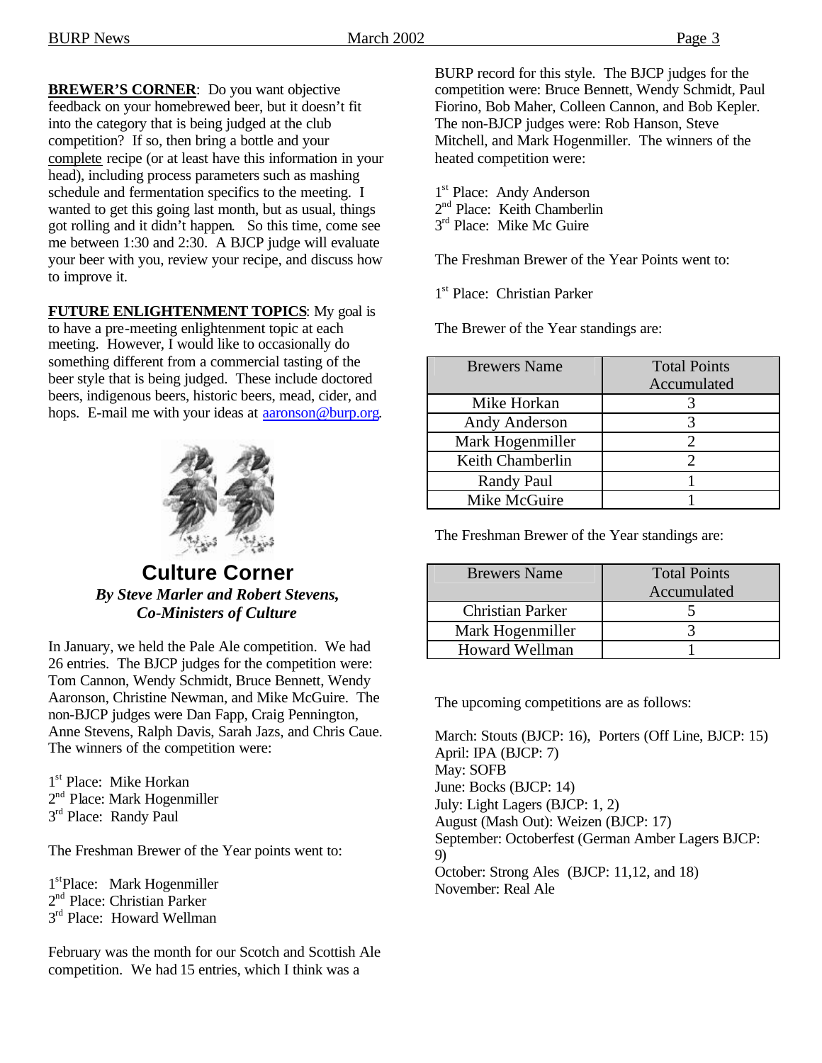**BREWER'S CORNER**: Do you want objective feedback on your homebrewed beer, but it doesn't fit into the category that is being judged at the club competition? If so, then bring a bottle and your complete recipe (or at least have this information in your head), including process parameters such as mashing schedule and fermentation specifics to the meeting. I wanted to get this going last month, but as usual, things got rolling and it didn't happen. So this time, come see me between 1:30 and 2:30. A BJCP judge will evaluate your beer with you, review your recipe, and discuss how to improve it.

**FUTURE ENLIGHTENMENT TOPICS**: My goal is to have a pre-meeting enlightenment topic at each meeting. However, I would like to occasionally do something different from a commercial tasting of the beer style that is being judged. These include doctored beers, indigenous beers, historic beers, mead, cider, and hops. E-mail me with your ideas at aaronson@burp.org.

## Culture Corner

***By Steve Marler and Robert Stevens, Co-Ministers of Culture***

In January, we held the Pale Ale competition. We had 26 entries. The BJCP judges for the competition were: Tom Cannon, Wendy Schmidt, Bruce Bennett, Wendy Aaronson, Christine Newman, and Mike McGuire. The non-BJCP judges were Dan Fapp, Craig Pennington, Anne Stevens, Ralph Davis, Sarah Jazs, and Chris Caue. The winners of the competition were:

1st Place: Mike Horkan
2nd Place: Mark Hogenmiller
3rd Place: Randy Paul

The Freshman Brewer of the Year points went to:

1st Place: Mark Hogenmiller
2nd Place: Christian Parker
3rd Place: Howard Wellman

February was the month for our Scotch and Scottish Ale competition. We had 15 entries, which I think was a BURP record for this style. The BJCP judges for the competition were: Bruce Bennett, Wendy Schmidt, Paul Fiorino, Bob Maher, Colleen Cannon, and Bob Kepler. The non-BJCP judges were: Rob Hanson, Steve Mitchell, and Mark Hogenmiller. The winners of the heated competition were:

1st Place: Andy Anderson
2nd Place: Keith Chamberlin
3rd Place: Mike Mc Guire

The Freshman Brewer of the Year Points went to:

1st Place: Christian Parker

The Brewer of the Year standings are:

| Brewers Name | Total Points Accumulated |
|---|---|
| Mike Horkan | 3 |
| Andy Anderson | 3 |
| Mark Hogenmiller | 2 |
| Keith Chamberlin | 2 |
| Randy Paul | 1 |
| Mike McGuire | 1 |

The Freshman Brewer of the Year standings are:

| Brewers Name | Total Points Accumulated |
|---|---|
| Christian Parker | 5 |
| Mark Hogenmiller | 3 |
| Howard Wellman | 1 |

The upcoming competitions are as follows:

March: Stouts (BJCP: 16), Porters (Off Line, BJCP: 15)
April: IPA (BJCP: 7)
May: SOFB
June: Bocks (BJCP: 14)
July: Light Lagers (BJCP: 1, 2)
August (Mash Out): Weizen (BJCP: 17)
September: Octoberfest (German Amber Lagers BJCP: 9)
October: Strong Ales (BJCP: 11,12, and 18)
November: Real Ale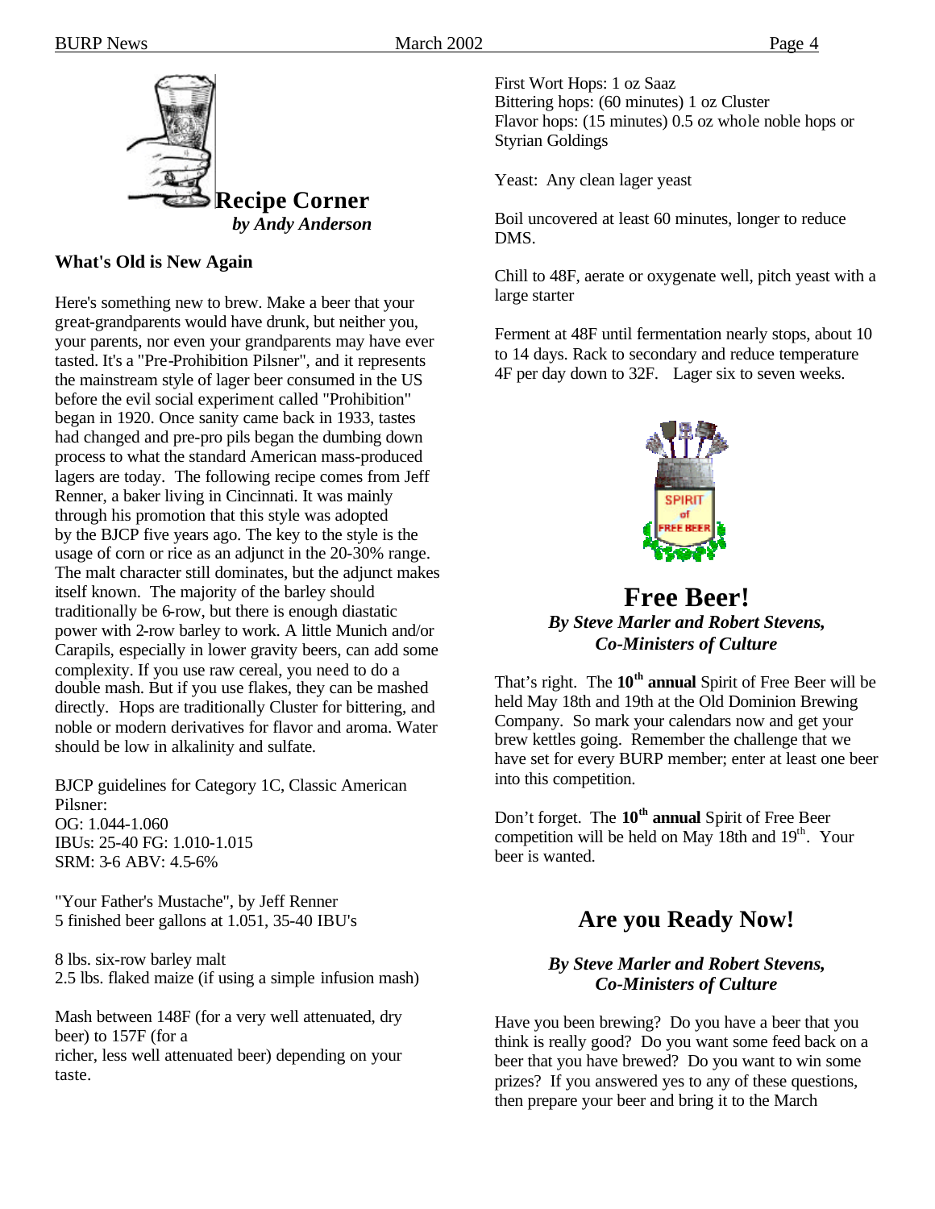## Recipe Corner

*by Andy Anderson*

### What's Old is New Again

Here's something new to brew. Make a beer that your great-grandparents would have drunk, but neither you, your parents, nor even your grandparents may have ever tasted. It's a "Pre-Prohibition Pilsner", and it represents the mainstream style of lager beer consumed in the US before the evil social experiment called "Prohibition" began in 1920. Once sanity came back in 1933, tastes had changed and pre-pro pils began the dumbing down process to what the standard American mass-produced lagers are today. The following recipe comes from Jeff Renner, a baker living in Cincinnati. It was mainly through his promotion that this style was adopted by the BJCP five years ago. The key to the style is the usage of corn or rice as an adjunct in the 20-30% range. The malt character still dominates, but the adjunct makes itself known. The majority of the barley should traditionally be 6-row, but there is enough diastatic power with 2-row barley to work. A little Munich and/or Carapils, especially in lower gravity beers, can add some complexity. If you use raw cereal, you need to do a double mash. But if you use flakes, they can be mashed directly. Hops are traditionally Cluster for bittering, and noble or modern derivatives for flavor and aroma. Water should be low in alkalinity and sulfate.

BJCP guidelines for Category 1C, Classic American Pilsner:
OG: 1.044-1.060
IBUs: 25-40 FG: 1.010-1.015
SRM: 3-6 ABV: 4.5-6%

"Your Father's Mustache", by Jeff Renner
5 finished beer gallons at 1.051, 35-40 IBU's

8 lbs. six-row barley malt
2.5 lbs. flaked maize (if using a simple infusion mash)

Mash between 148F (for a very well attenuated, dry beer) to 157F (for a
richer, less well attenuated beer) depending on your taste.

First Wort Hops: 1 oz Saaz
Bittering hops: (60 minutes) 1 oz Cluster
Flavor hops: (15 minutes) 0.5 oz whole noble hops or Styrian Goldings

Yeast: Any clean lager yeast

Boil uncovered at least 60 minutes, longer to reduce DMS.

Chill to 48F, aerate or oxygenate well, pitch yeast with a large starter

Ferment at 48F until fermentation nearly stops, about 10 to 14 days. Rack to secondary and reduce temperature 4F per day down to 32F. Lager six to seven weeks.

## Free Beer!

*By Steve Marler and Robert Stevens, Co-Ministers of Culture*

That's right. The **10th annual** Spirit of Free Beer will be held May 18th and 19th at the Old Dominion Brewing Company. So mark your calendars now and get your brew kettles going. Remember the challenge that we have set for every BURP member; enter at least one beer into this competition.

Don't forget. The **10th annual** Spirit of Free Beer competition will be held on May 18th and 19th. Your beer is wanted.

## Are you Ready Now!

*By Steve Marler and Robert Stevens, Co-Ministers of Culture*

Have you been brewing? Do you have a beer that you think is really good? Do you want some feed back on a beer that you have brewed? Do you want to win some prizes? If you answered yes to any of these questions, then prepare your beer and bring it to the March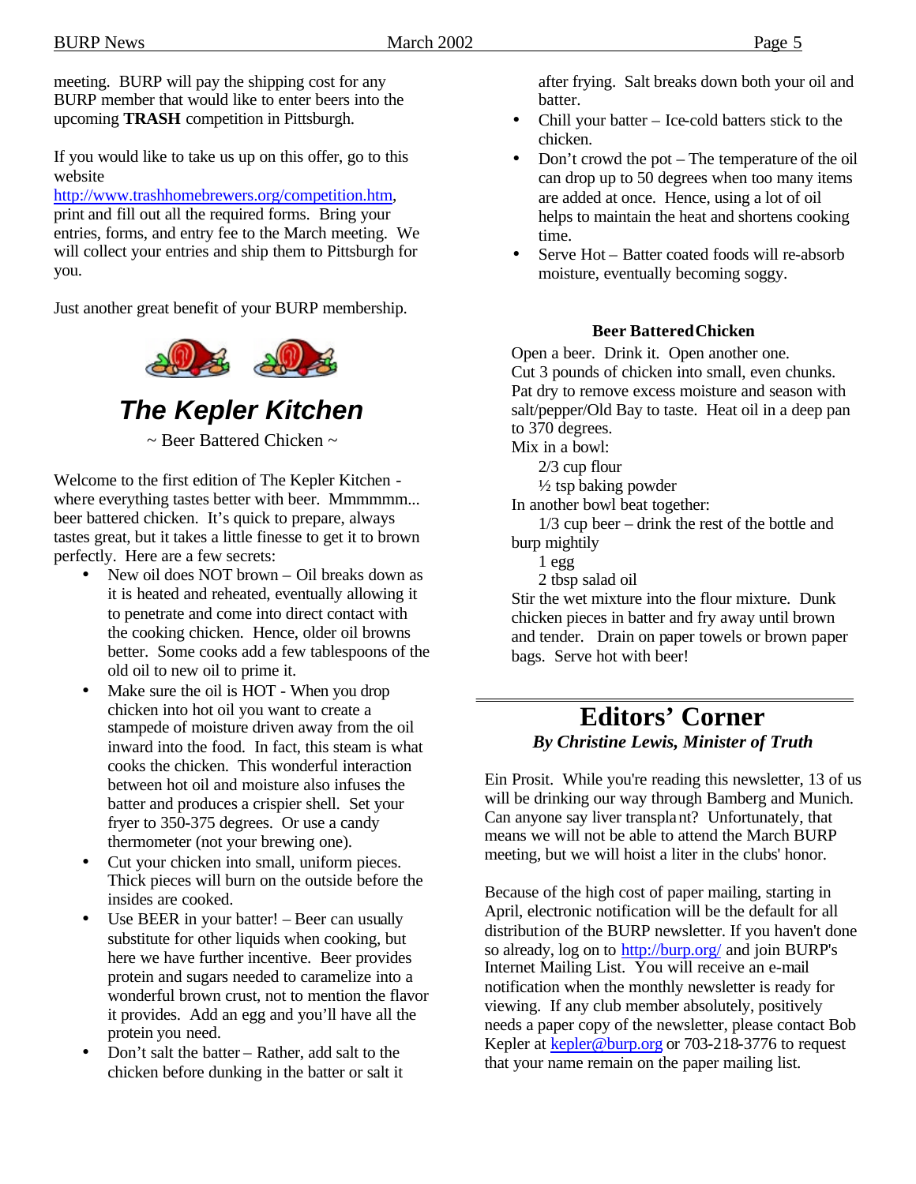meeting. BURP will pay the shipping cost for any BURP member that would like to enter beers into the upcoming **TRASH** competition in Pittsburgh.

If you would like to take us up on this offer, go to this website http://www.trashhomebrewers.org/competition.htm, print and fill out all the required forms. Bring your entries, forms, and entry fee to the March meeting. We will collect your entries and ship them to Pittsburgh for you.

Just another great benefit of your BURP membership.

## *The Kepler Kitchen*

~ Beer Battered Chicken ~

Welcome to the first edition of The Kepler Kitchen - where everything tastes better with beer. Mmmmmm... beer battered chicken. It's quick to prepare, always tastes great, but it takes a little finesse to get it to brown perfectly. Here are a few secrets:

- New oil does NOT brown – Oil breaks down as it is heated and reheated, eventually allowing it to penetrate and come into direct contact with the cooking chicken. Hence, older oil browns better. Some cooks add a few tablespoons of the old oil to new oil to prime it.
- Make sure the oil is HOT - When you drop chicken into hot oil you want to create a stampede of moisture driven away from the oil inward into the food. In fact, this steam is what cooks the chicken. This wonderful interaction between hot oil and moisture also infuses the batter and produces a crispier shell. Set your fryer to 350-375 degrees. Or use a candy thermometer (not your brewing one).
- Cut your chicken into small, uniform pieces. Thick pieces will burn on the outside before the insides are cooked.
- Use BEER in your batter! – Beer can usually substitute for other liquids when cooking, but here we have further incentive. Beer provides protein and sugars needed to caramelize into a wonderful brown crust, not to mention the flavor it provides. Add an egg and you'll have all the protein you need.
- Don't salt the batter – Rather, add salt to the chicken before dunking in the batter or salt it after frying. Salt breaks down both your oil and batter.
- Chill your batter – Ice-cold batters stick to the chicken.
- Don't crowd the pot – The temperature of the oil can drop up to 50 degrees when too many items are added at once. Hence, using a lot of oil helps to maintain the heat and shortens cooking time.
- Serve Hot – Batter coated foods will re-absorb moisture, eventually becoming soggy.

### Beer Battered Chicken

Open a beer. Drink it. Open another one.
Cut 3 pounds of chicken into small, even chunks. Pat dry to remove excess moisture and season with salt/pepper/Old Bay to taste. Heat oil in a deep pan to 370 degrees.
Mix in a bowl:

 2/3 cup flour
 ½ tsp baking powder

In another bowl beat together:

 1/3 cup beer – drink the rest of the bottle and burp mightily
 1 egg
 2 tbsp salad oil

Stir the wet mixture into the flour mixture. Dunk chicken pieces in batter and fry away until brown and tender. Drain on paper towels or brown paper bags. Serve hot with beer!

---

## Editors' Corner

***By Christine Lewis, Minister of Truth***

Ein Prosit. While you're reading this newsletter, 13 of us will be drinking our way through Bamberg and Munich. Can anyone say liver transplant? Unfortunately, that means we will not be able to attend the March BURP meeting, but we will hoist a liter in the clubs' honor.

Because of the high cost of paper mailing, starting in April, electronic notification will be the default for all distribution of the BURP newsletter. If you haven't done so already, log on to http://burp.org/ and join BURP's Internet Mailing List. You will receive an e-mail notification when the monthly newsletter is ready for viewing. If any club member absolutely, positively needs a paper copy of the newsletter, please contact Bob Kepler at kepler@burp.org or 703-218-3776 to request that your name remain on the paper mailing list.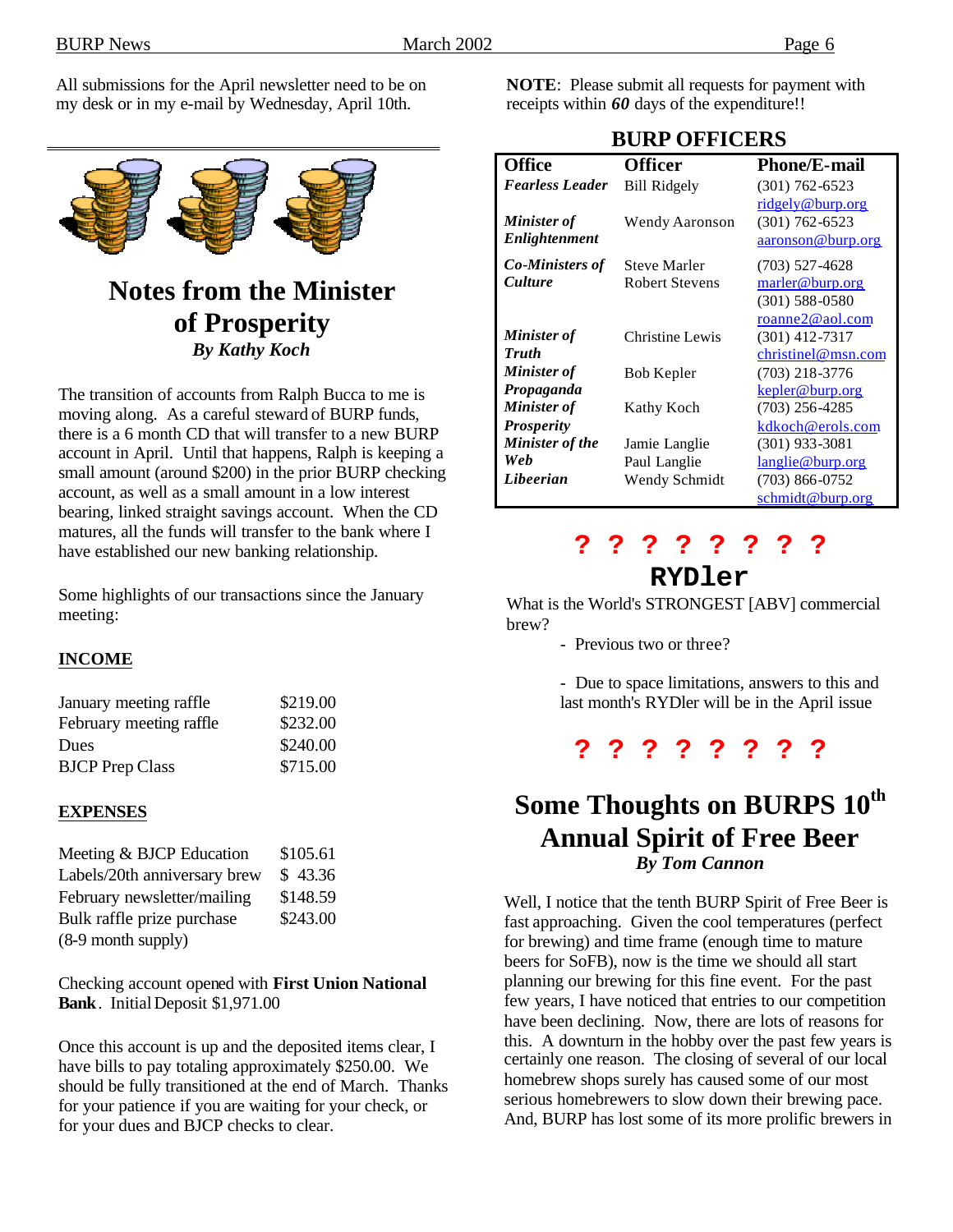All submissions for the April newsletter need to be on my desk or in my e-mail by Wednesday, April 10th.

---

## Notes from the Minister of Prosperity

***By Kathy Koch***

The transition of accounts from Ralph Bucca to me is moving along. As a careful steward of BURP funds, there is a 6 month CD that will transfer to a new BURP account in April. Until that happens, Ralph is keeping a small amount (around $200) in the prior BURP checking account, as well as a small amount in a low interest bearing, linked straight savings account. When the CD matures, all the funds will transfer to the bank where I have established our new banking relationship.

Some highlights of our transactions since the January meeting:

**INCOME**

| | |
|---|---|
| January meeting raffle | $219.00 |
| February meeting raffle | $232.00 |
| Dues | $240.00 |
| BJCP Prep Class | $715.00 |

**EXPENSES**

| | |
|---|---|
| Meeting & BJCP Education | $105.61 |
| Labels/20th anniversary brew | $ 43.36 |
| February newsletter/mailing | $148.59 |
| Bulk raffle prize purchase (8-9 month supply) | $243.00 |

Checking account opened with **First Union National Bank**. Initial Deposit $1,971.00

Once this account is up and the deposited items clear, I have bills to pay totaling approximately $250.00. We should be fully transitioned at the end of March. Thanks for your patience if you are waiting for your check, or for your dues and BJCP checks to clear.

**NOTE**: Please submit all requests for payment with receipts within ***60*** days of the expenditure!!

## BURP OFFICERS

| Office | Officer | Phone/E-mail |
|---|---|---|
| ***Fearless Leader*** | Bill Ridgely | (301) 762-6523 ridgely@burp.org |
| ***Minister of Enlightenment*** | Wendy Aaronson | (301) 762-6523 aaronson@burp.org |
| ***Co-Ministers of Culture*** | Steve Marler<br>Robert Stevens | (703) 527-4628 marler@burp.org<br>(301) 588-0580 roanne2@aol.com |
| ***Minister of Truth*** | Christine Lewis | (301) 412-7317 christinel@msn.com |
| ***Minister of Propaganda*** | Bob Kepler | (703) 218-3776 kepler@burp.org |
| ***Minister of Prosperity*** | Kathy Koch | (703) 256-4285 kdkoch@erols.com |
| ***Minister of the Web*** | Jamie Langlie<br>Paul Langlie | (301) 933-3081 langlie@burp.org |
| ***Libeerian*** | Wendy Schmidt | (703) 866-0752 schmidt@burp.org |

**? ? ? ? ? ? ? ?**

## RYDler

What is the World's STRONGEST [ABV] commercial brew?

- Previous two or three?

- Due to space limitations, answers to this and last month's RYDler will be in the April issue

**? ? ? ? ? ? ? ?**

## Some Thoughts on BURPS 10th Annual Spirit of Free Beer

***By Tom Cannon***

Well, I notice that the tenth BURP Spirit of Free Beer is fast approaching. Given the cool temperatures (perfect for brewing) and time frame (enough time to mature beers for SoFB), now is the time we should all start planning our brewing for this fine event. For the past few years, I have noticed that entries to our competition have been declining. Now, there are lots of reasons for this. A downturn in the hobby over the past few years is certainly one reason. The closing of several of our local homebrew shops surely has caused some of our most serious homebrewers to slow down their brewing pace. And, BURP has lost some of its more prolific brewers in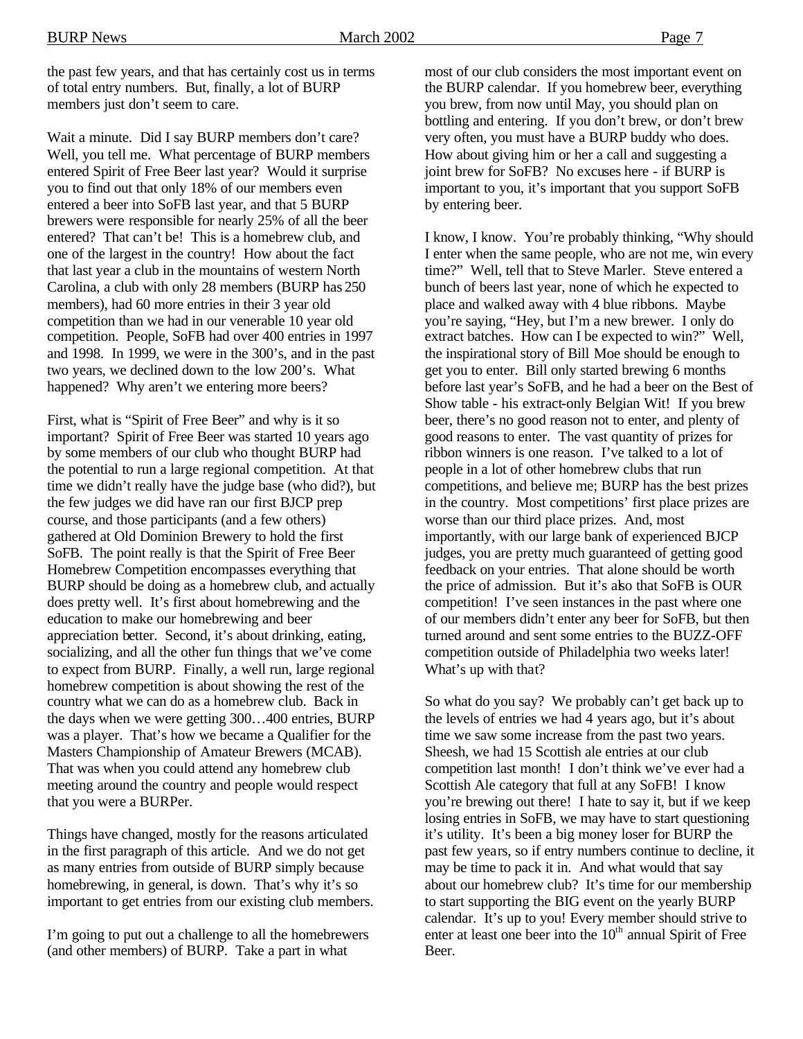the past few years, and that has certainly cost us in terms of total entry numbers. But, finally, a lot of BURP members just don't seem to care.

Wait a minute. Did I say BURP members don't care? Well, you tell me. What percentage of BURP members entered Spirit of Free Beer last year? Would it surprise you to find out that only 18% of our members even entered a beer into SoFB last year, and that 5 BURP brewers were responsible for nearly 25% of all the beer entered? That can't be! This is a homebrew club, and one of the largest in the country! How about the fact that last year a club in the mountains of western North Carolina, a club with only 28 members (BURP has 250 members), had 60 more entries in their 3 year old competition than we had in our venerable 10 year old competition. People, SoFB had over 400 entries in 1997 and 1998. In 1999, we were in the 300's, and in the past two years, we declined down to the low 200's. What happened? Why aren't we entering more beers?

First, what is "Spirit of Free Beer" and why is it so important? Spirit of Free Beer was started 10 years ago by some members of our club who thought BURP had the potential to run a large regional competition. At that time we didn't really have the judge base (who did?), but the few judges we did have ran our first BJCP prep course, and those participants (and a few others) gathered at Old Dominion Brewery to hold the first SoFB. The point really is that the Spirit of Free Beer Homebrew Competition encompasses everything that BURP should be doing as a homebrew club, and actually does pretty well. It's first about homebrewing and the education to make our homebrewing and beer appreciation better. Second, it's about drinking, eating, socializing, and all the other fun things that we've come to expect from BURP. Finally, a well run, large regional homebrew competition is about showing the rest of the country what we can do as a homebrew club. Back in the days when we were getting 300…400 entries, BURP was a player. That's how we became a Qualifier for the Masters Championship of Amateur Brewers (MCAB). That was when you could attend any homebrew club meeting around the country and people would respect that you were a BURPer.

Things have changed, mostly for the reasons articulated in the first paragraph of this article. And we do not get as many entries from outside of BURP simply because homebrewing, in general, is down. That's why it's so important to get entries from our existing club members.

I'm going to put out a challenge to all the homebrewers (and other members) of BURP. Take a part in what most of our club considers the most important event on the BURP calendar. If you homebrew beer, everything you brew, from now until May, you should plan on bottling and entering. If you don't brew, or don't brew very often, you must have a BURP buddy who does. How about giving him or her a call and suggesting a joint brew for SoFB? No excuses here - if BURP is important to you, it's important that you support SoFB by entering beer.

I know, I know. You're probably thinking, "Why should I enter when the same people, who are not me, win every time?" Well, tell that to Steve Marler. Steve entered a bunch of beers last year, none of which he expected to place and walked away with 4 blue ribbons. Maybe you're saying, "Hey, but I'm a new brewer. I only do extract batches. How can I be expected to win?" Well, the inspirational story of Bill Moe should be enough to get you to enter. Bill only started brewing 6 months before last year's SoFB, and he had a beer on the Best of Show table - his extract-only Belgian Wit! If you brew beer, there's no good reason not to enter, and plenty of good reasons to enter. The vast quantity of prizes for ribbon winners is one reason. I've talked to a lot of people in a lot of other homebrew clubs that run competitions, and believe me; BURP has the best prizes in the country. Most competitions' first place prizes are worse than our third place prizes. And, most importantly, with our large bank of experienced BJCP judges, you are pretty much guaranteed of getting good feedback on your entries. That alone should be worth the price of admission. But it's also that SoFB is OUR competition! I've seen instances in the past where one of our members didn't enter any beer for SoFB, but then turned around and sent some entries to the BUZZ-OFF competition outside of Philadelphia two weeks later! What's up with that?

So what do you say? We probably can't get back up to the levels of entries we had 4 years ago, but it's about time we saw some increase from the past two years. Sheesh, we had 15 Scottish ale entries at our club competition last month! I don't think we've ever had a Scottish Ale category that full at any SoFB! I know you're brewing out there! I hate to say it, but if we keep losing entries in SoFB, we may have to start questioning it's utility. It's been a big money loser for BURP the past few years, so if entry numbers continue to decline, it may be time to pack it in. And what would that say about our homebrew club? It's time for our membership to start supporting the BIG event on the yearly BURP calendar. It's up to you! Every member should strive to enter at least one beer into the 10th annual Spirit of Free Beer.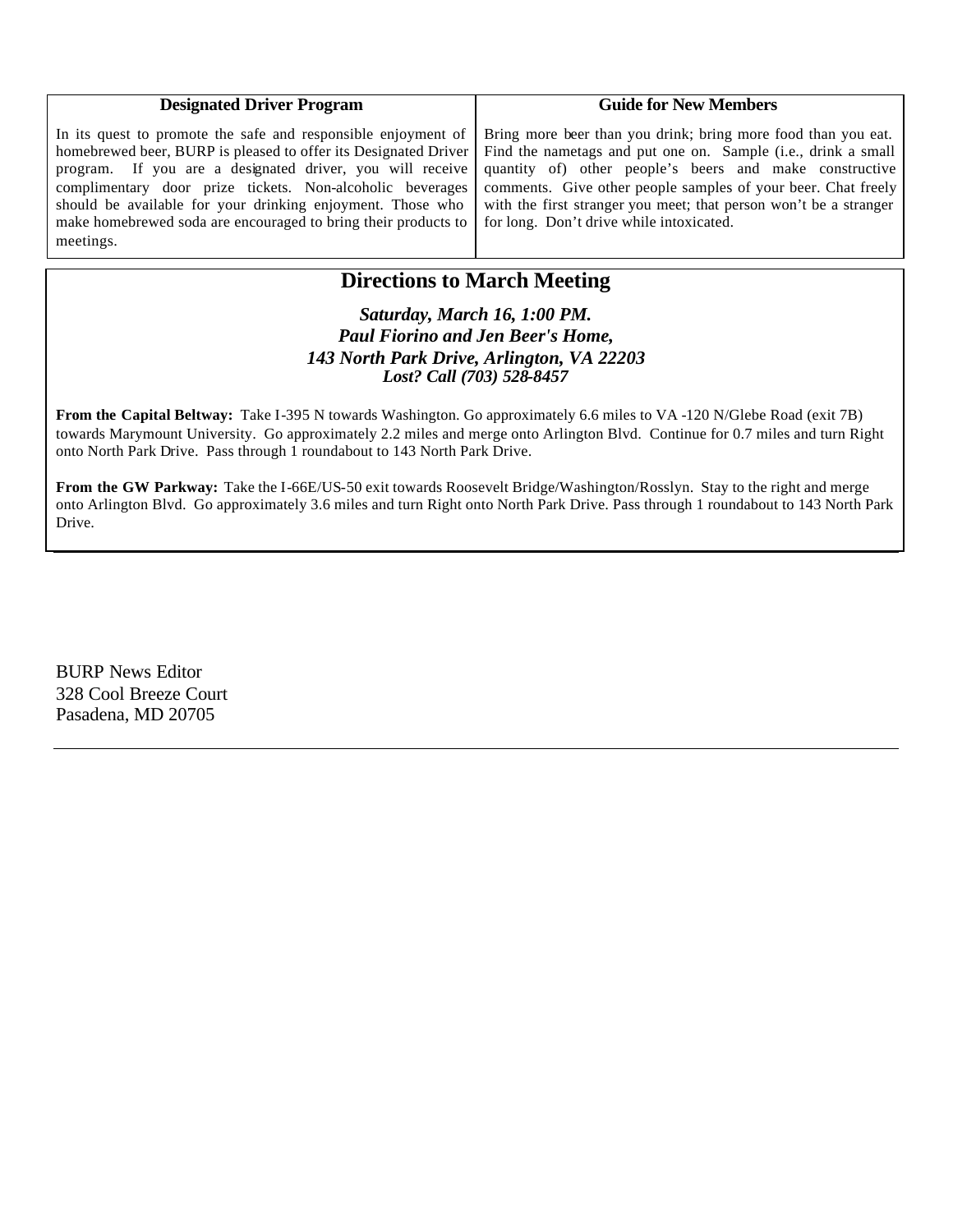### Designated Driver Program

In its quest to promote the safe and responsible enjoyment of homebrewed beer, BURP is pleased to offer its Designated Driver program. If you are a designated driver, you will receive complimentary door prize tickets. Non-alcoholic beverages should be available for your drinking enjoyment. Those who make homebrewed soda are encouraged to bring their products to meetings.

### Guide for New Members

Bring more beer than you drink; bring more food than you eat. Find the nametags and put one on. Sample (i.e., drink a small quantity of) other people's beers and make constructive comments. Give other people samples of your beer. Chat freely with the first stranger you meet; that person won't be a stranger for long. Don't drive while intoxicated.

## Directions to March Meeting

***Saturday, March 16, 1:00 PM.***
***Paul Fiorino and Jen Beer's Home,***
***143 North Park Drive, Arlington, VA 22203***
***Lost? Call (703) 528-8457***

**From the Capital Beltway:** Take I-395 N towards Washington. Go approximately 6.6 miles to VA -120 N/Glebe Road (exit 7B) towards Marymount University. Go approximately 2.2 miles and merge onto Arlington Blvd. Continue for 0.7 miles and turn Right onto North Park Drive. Pass through 1 roundabout to 143 North Park Drive.

**From the GW Parkway:** Take the I-66E/US-50 exit towards Roosevelt Bridge/Washington/Rosslyn. Stay to the right and merge onto Arlington Blvd. Go approximately 3.6 miles and turn Right onto North Park Drive. Pass through 1 roundabout to 143 North Park Drive.

BURP News Editor
328 Cool Breeze Court
Pasadena, MD 20705